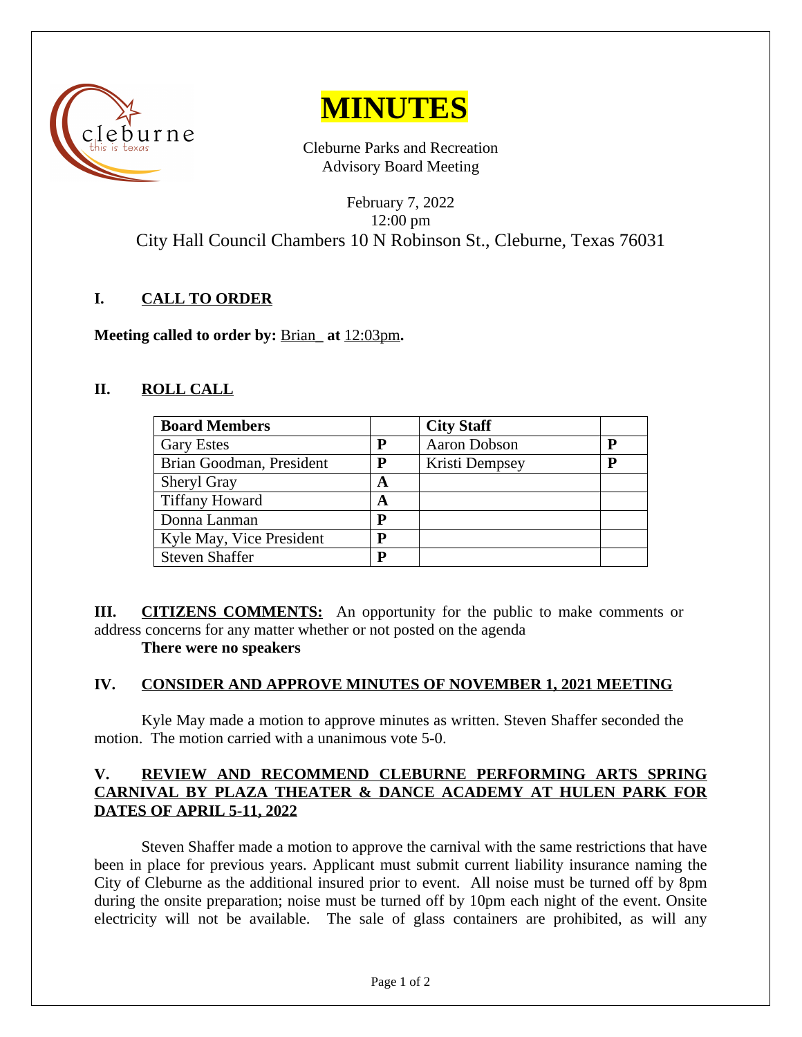# MINUTES

Cleburne Parks and Recreation
Advisory Board Meeting

February 7, 2022
12:00 pm
City Hall Council Chambers 10 N Robinson St., Cleburne, Texas 76031

## I. CALL TO ORDER

**Meeting called to order by:** Brian_ **at** 12:03pm**.**

## II. ROLL CALL

| Board Members | | City Staff | |
|---|---|---|---|
| Gary Estes | **P** | Aaron Dobson | **P** |
| Brian Goodman, President | **P** | Kristi Dempsey | **P** |
| Sheryl Gray | **A** | | |
| Tiffany Howard | **A** | | |
| Donna Lanman | **P** | | |
| Kyle May, Vice President | **P** | | |
| Steven Shaffer | **P** | | |

**III. CITIZENS COMMENTS:** An opportunity for the public to make comments or address concerns for any matter whether or not posted on the agenda

**There were no speakers**

## IV. CONSIDER AND APPROVE MINUTES OF NOVEMBER 1, 2021 MEETING

Kyle May made a motion to approve minutes as written. Steven Shaffer seconded the motion. The motion carried with a unanimous vote 5-0.

## V. REVIEW AND RECOMMEND CLEBURNE PERFORMING ARTS SPRING CARNIVAL BY PLAZA THEATER & DANCE ACADEMY AT HULEN PARK FOR DATES OF APRIL 5-11, 2022

Steven Shaffer made a motion to approve the carnival with the same restrictions that have been in place for previous years. Applicant must submit current liability insurance naming the City of Cleburne as the additional insured prior to event. All noise must be turned off by 8pm during the onsite preparation; noise must be turned off by 10pm each night of the event. Onsite electricity will not be available. The sale of glass containers are prohibited, as will any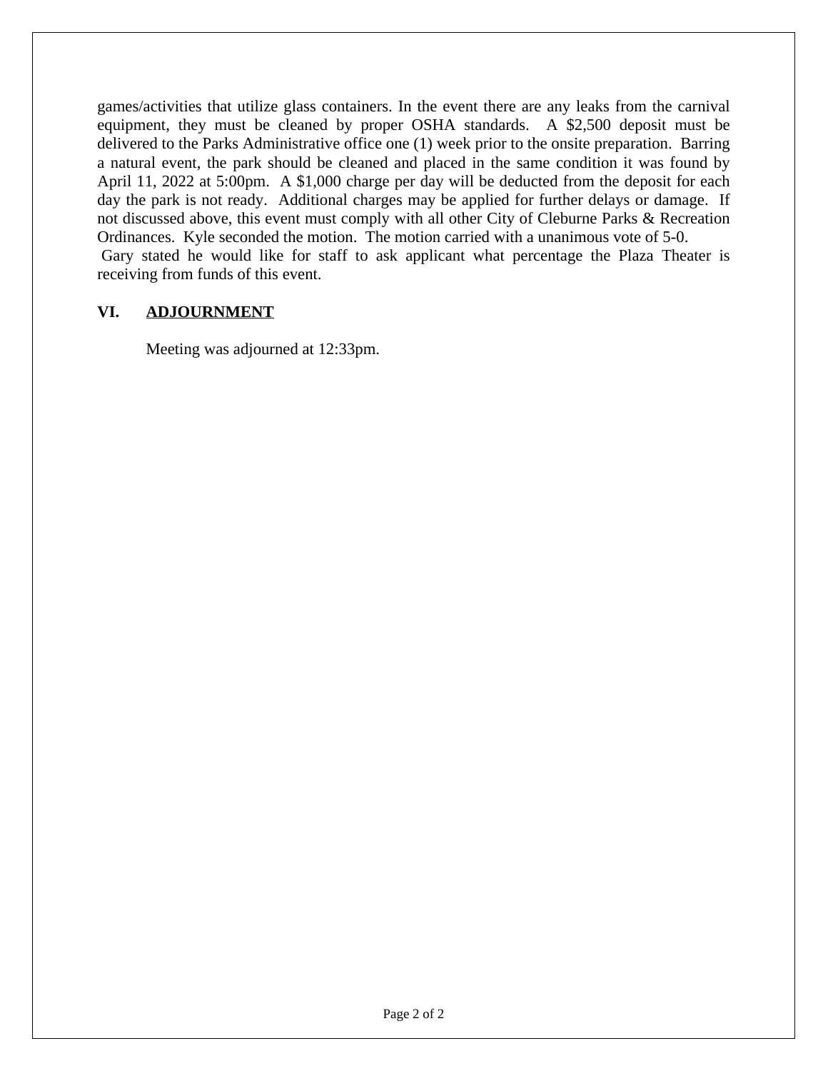games/activities that utilize glass containers. In the event there are any leaks from the carnival equipment, they must be cleaned by proper OSHA standards. A $2,500 deposit must be delivered to the Parks Administrative office one (1) week prior to the onsite preparation. Barring a natural event, the park should be cleaned and placed in the same condition it was found by April 11, 2022 at 5:00pm. A $1,000 charge per day will be deducted from the deposit for each day the park is not ready. Additional charges may be applied for further delays or damage. If not discussed above, this event must comply with all other City of Cleburne Parks & Recreation Ordinances. Kyle seconded the motion. The motion carried with a unanimous vote of 5-0.

Gary stated he would like for staff to ask applicant what percentage the Plaza Theater is receiving from funds of this event.

## VI. ADJOURNMENT

Meeting was adjourned at 12:33pm.